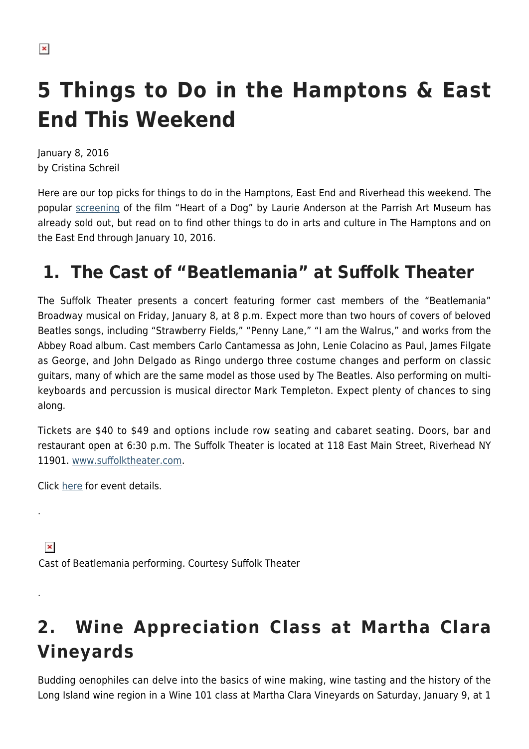# 5 Things to Do in the Hamptons & East End This Weekend

January 8, 2016
by Cristina Schreil

Here are our top picks for things to do in the Hamptons, East End and Riverhead this weekend. The popular screening of the film "Heart of a Dog" by Laurie Anderson at the Parrish Art Museum has already sold out, but read on to find other things to do in arts and culture in The Hamptons and on the East End through January 10, 2016.

## 1. The Cast of "Beatlemania" at Suffolk Theater

The Suffolk Theater presents a concert featuring former cast members of the "Beatlemania" Broadway musical on Friday, January 8, at 8 p.m. Expect more than two hours of covers of beloved Beatles songs, including "Strawberry Fields," "Penny Lane," "I am the Walrus," and works from the Abbey Road album. Cast members Carlo Cantamessa as John, Lenie Colacino as Paul, James Filgate as George, and John Delgado as Ringo undergo three costume changes and perform on classic guitars, many of which are the same model as those used by The Beatles. Also performing on multi-keyboards and percussion is musical director Mark Templeton. Expect plenty of chances to sing along.

Tickets are $40 to $49 and options include row seating and cabaret seating. Doors, bar and restaurant open at 6:30 p.m. The Suffolk Theater is located at 118 East Main Street, Riverhead NY 11901. www.suffolktheater.com.

Click here for event details.

.

Cast of Beatlemania performing. Courtesy Suffolk Theater

.

## 2. Wine Appreciation Class at Martha Clara Vineyards

Budding oenophiles can delve into the basics of wine making, wine tasting and the history of the Long Island wine region in a Wine 101 class at Martha Clara Vineyards on Saturday, January 9, at 1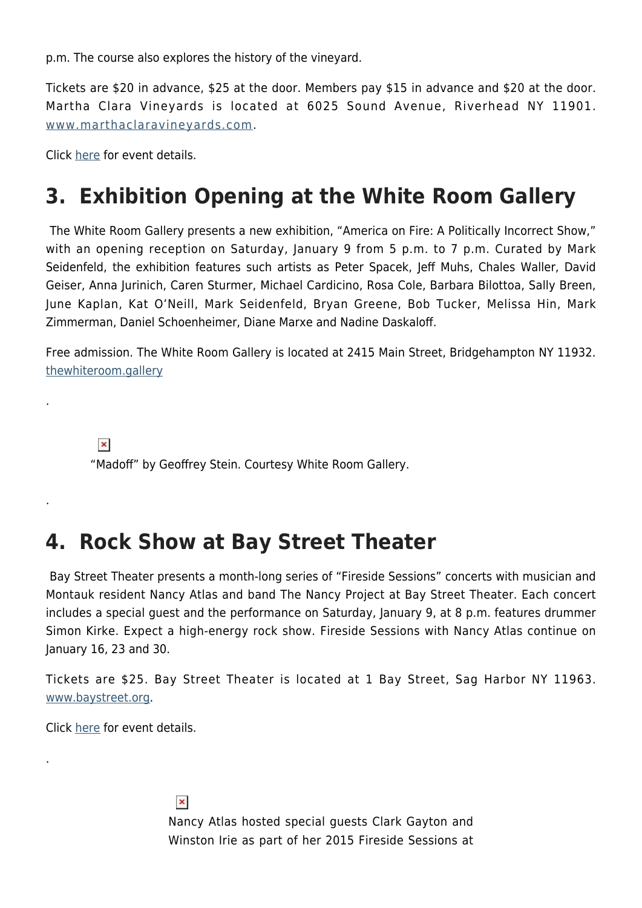p.m. The course also explores the history of the vineyard.

Tickets are $20 in advance, $25 at the door. Members pay $15 in advance and $20 at the door. Martha Clara Vineyards is located at 6025 Sound Avenue, Riverhead NY 11901. www.marthaclaravineyards.com.

Click here for event details.

## 3. Exhibition Opening at the White Room Gallery

The White Room Gallery presents a new exhibition, "America on Fire: A Politically Incorrect Show," with an opening reception on Saturday, January 9 from 5 p.m. to 7 p.m. Curated by Mark Seidenfeld, the exhibition features such artists as Peter Spacek, Jeff Muhs, Chales Waller, David Geiser, Anna Jurinich, Caren Sturmer, Michael Cardicino, Rosa Cole, Barbara Bilottoa, Sally Breen, June Kaplan, Kat O'Neill, Mark Seidenfeld, Bryan Greene, Bob Tucker, Melissa Hin, Mark Zimmerman, Daniel Schoenheimer, Diane Marxe and Nadine Daskaloff.

Free admission. The White Room Gallery is located at 2415 Main Street, Bridgehampton NY 11932. thewhiteroom.gallery

.

"Madoff" by Geoffrey Stein. Courtesy White Room Gallery.

.

## 4. Rock Show at Bay Street Theater

Bay Street Theater presents a month-long series of "Fireside Sessions" concerts with musician and Montauk resident Nancy Atlas and band The Nancy Project at Bay Street Theater. Each concert includes a special guest and the performance on Saturday, January 9, at 8 p.m. features drummer Simon Kirke. Expect a high-energy rock show. Fireside Sessions with Nancy Atlas continue on January 16, 23 and 30.

Tickets are $25. Bay Street Theater is located at 1 Bay Street, Sag Harbor NY 11963. www.baystreet.org.

Click here for event details.

.

Nancy Atlas hosted special guests Clark Gayton and Winston Irie as part of her 2015 Fireside Sessions at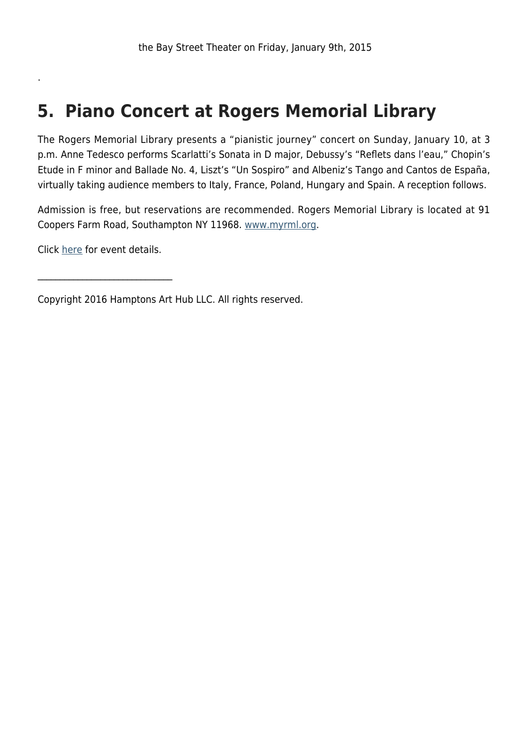the Bay Street Theater on Friday, January 9th, 2015

.

## 5. Piano Concert at Rogers Memorial Library

The Rogers Memorial Library presents a "pianistic journey" concert on Sunday, January 10, at 3 p.m. Anne Tedesco performs Scarlatti's Sonata in D major, Debussy's "Reflets dans l'eau," Chopin's Etude in F minor and Ballade No. 4, Liszt's "Un Sospiro" and Albeniz's Tango and Cantos de España, virtually taking audience members to Italy, France, Poland, Hungary and Spain. A reception follows.

Admission is free, but reservations are recommended. Rogers Memorial Library is located at 91 Coopers Farm Road, Southampton NY 11968. www.myrml.org.

Click here for event details.

___________________________

Copyright 2016 Hamptons Art Hub LLC. All rights reserved.